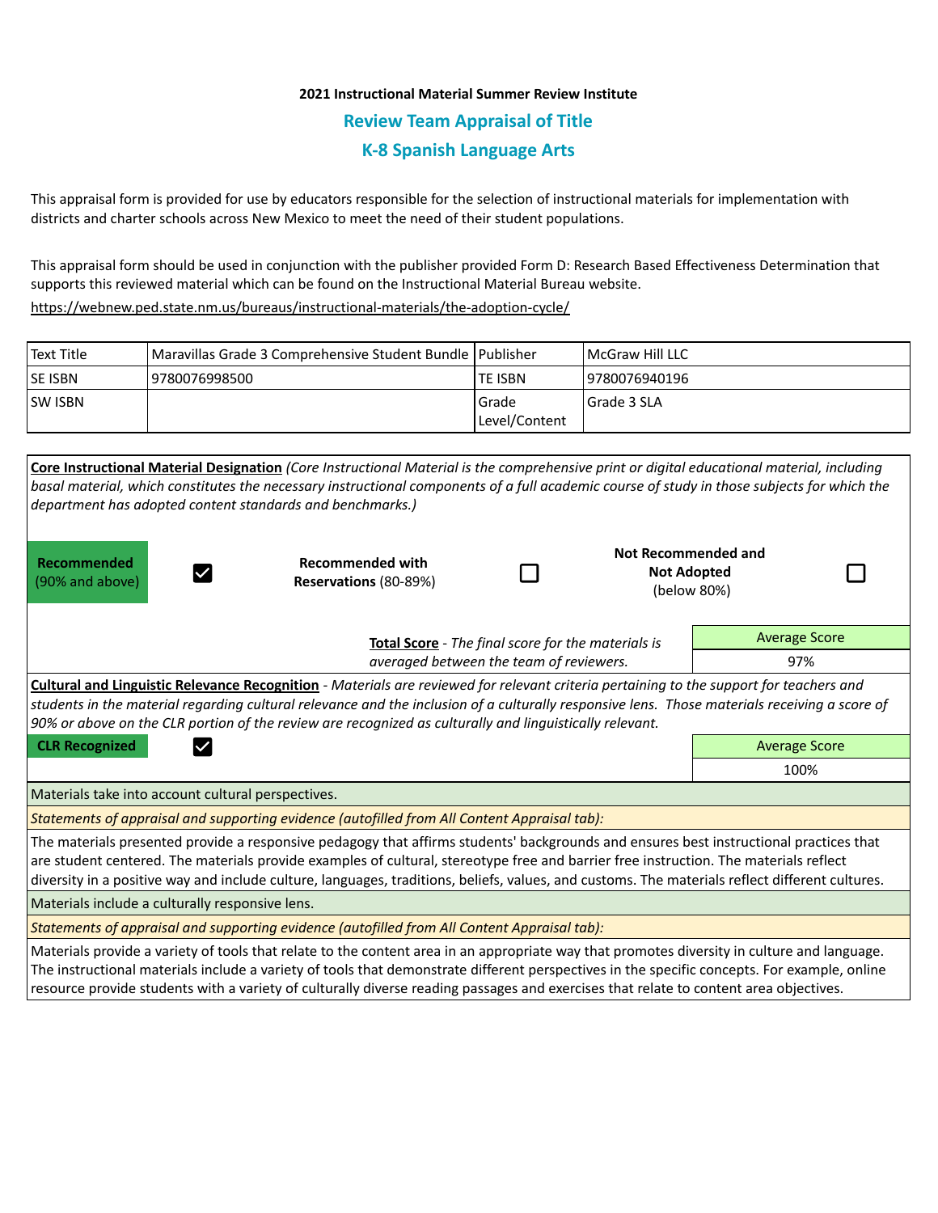**2021 Instructional Material Summer Review Institute**

## Review Team Appraisal of Title

## K-8 Spanish Language Arts

This appraisal form is provided for use by educators responsible for the selection of instructional materials for implementation with districts and charter schools across New Mexico to meet the need of their student populations.

This appraisal form should be used in conjunction with the publisher provided Form D: Research Based Effectiveness Determination that supports this reviewed material which can be found on the Instructional Material Bureau website.

https://webnew.ped.state.nm.us/bureaus/instructional-materials/the-adoption-cycle/

| Text Title | Maravillas Grade 3 Comprehensive Student Bundle | Publisher | McGraw Hill LLC |
|---|---|---|---|
| SE ISBN | 9780076998500 | TE ISBN | 9780076940196 |
| SW ISBN | | Grade Level/Content | Grade 3 SLA |

**Core Instructional Material Designation** *(Core Instructional Material is the comprehensive print or digital educational material, including basal material, which constitutes the necessary instructional components of a full academic course of study in those subjects for which the department has adopted content standards and benchmarks.)*

| **Recommended** (90% and above) | ☑ | **Recommended with Reservations** (80-89%) | ☐ | **Not Recommended and Not Adopted** (below 80%) | ☐ |
|---|---|---|---|---|---|

**Total Score** - *The final score for the materials is averaged between the team of reviewers.*

| Average Score |
|---|
| 97% |

**Cultural and Linguistic Relevance Recognition** - *Materials are reviewed for relevant criteria pertaining to the support for teachers and students in the material regarding cultural relevance and the inclusion of a culturally responsive lens. Those materials receiving a score of 90% or above on the CLR portion of the review are recognized as culturally and linguistically relevant.*

**CLR Recognized** ☑

| Average Score |
|---|
| 100% |

Materials take into account cultural perspectives.

*Statements of appraisal and supporting evidence (autofilled from All Content Appraisal tab):*

The materials presented provide a responsive pedagogy that affirms students' backgrounds and ensures best instructional practices that are student centered. The materials provide examples of cultural, stereotype free and barrier free instruction. The materials reflect diversity in a positive way and include culture, languages, traditions, beliefs, values, and customs. The materials reflect different cultures.

Materials include a culturally responsive lens.

*Statements of appraisal and supporting evidence (autofilled from All Content Appraisal tab):*

Materials provide a variety of tools that relate to the content area in an appropriate way that promotes diversity in culture and language. The instructional materials include a variety of tools that demonstrate different perspectives in the specific concepts. For example, online resource provide students with a variety of culturally diverse reading passages and exercises that relate to content area objectives.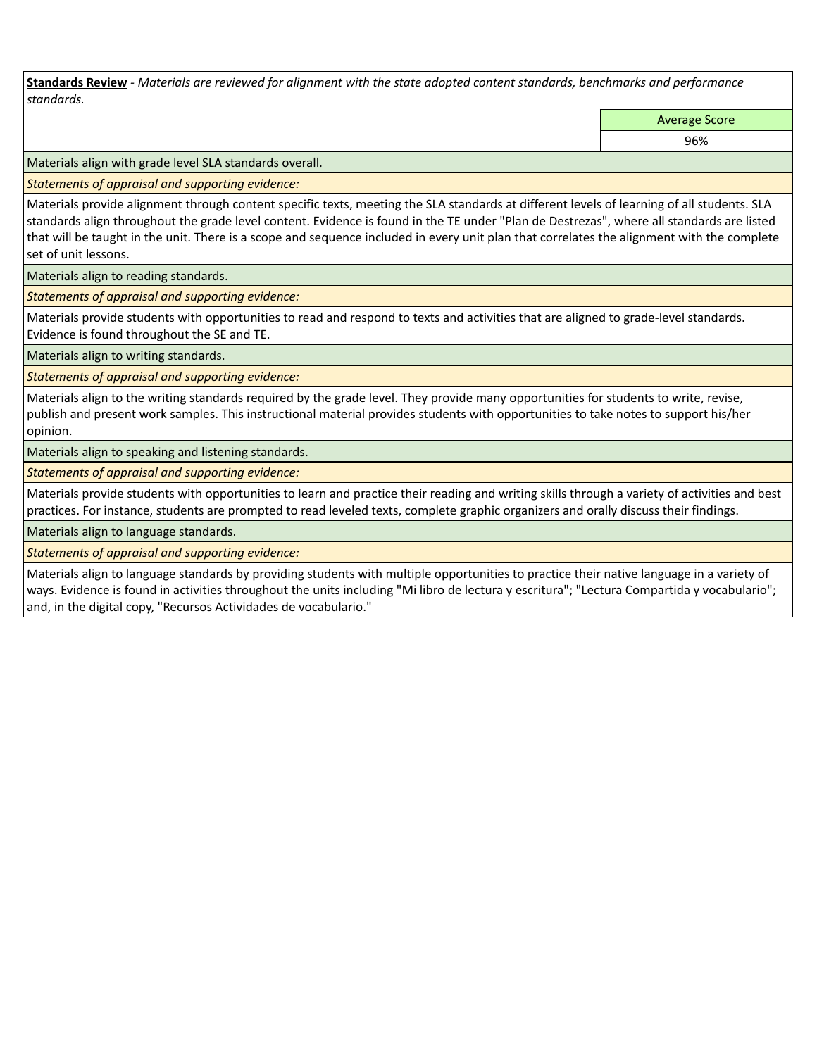**<u>Standards Review</u>** - *Materials are reviewed for alignment with the state adopted content standards, benchmarks and performance standards.*

| Average Score |
|---|
| 96% |

Materials align with grade level SLA standards overall.

*Statements of appraisal and supporting evidence:*

Materials provide alignment through content specific texts, meeting the SLA standards at different levels of learning of all students. SLA standards align throughout the grade level content. Evidence is found in the TE under "Plan de Destrezas", where all standards are listed that will be taught in the unit. There is a scope and sequence included in every unit plan that correlates the alignment with the complete set of unit lessons.

Materials align to reading standards.

*Statements of appraisal and supporting evidence:*

Materials provide students with opportunities to read and respond to texts and activities that are aligned to grade-level standards. Evidence is found throughout the SE and TE.

Materials align to writing standards.

*Statements of appraisal and supporting evidence:*

Materials align to the writing standards required by the grade level. They provide many opportunities for students to write, revise, publish and present work samples. This instructional material provides students with opportunities to take notes to support his/her opinion.

Materials align to speaking and listening standards.

*Statements of appraisal and supporting evidence:*

Materials provide students with opportunities to learn and practice their reading and writing skills through a variety of activities and best practices. For instance, students are prompted to read leveled texts, complete graphic organizers and orally discuss their findings.

Materials align to language standards.

*Statements of appraisal and supporting evidence:*

Materials align to language standards by providing students with multiple opportunities to practice their native language in a variety of ways. Evidence is found in activities throughout the units including "Mi libro de lectura y escritura"; "Lectura Compartida y vocabulario"; and, in the digital copy, "Recursos Actividades de vocabulario."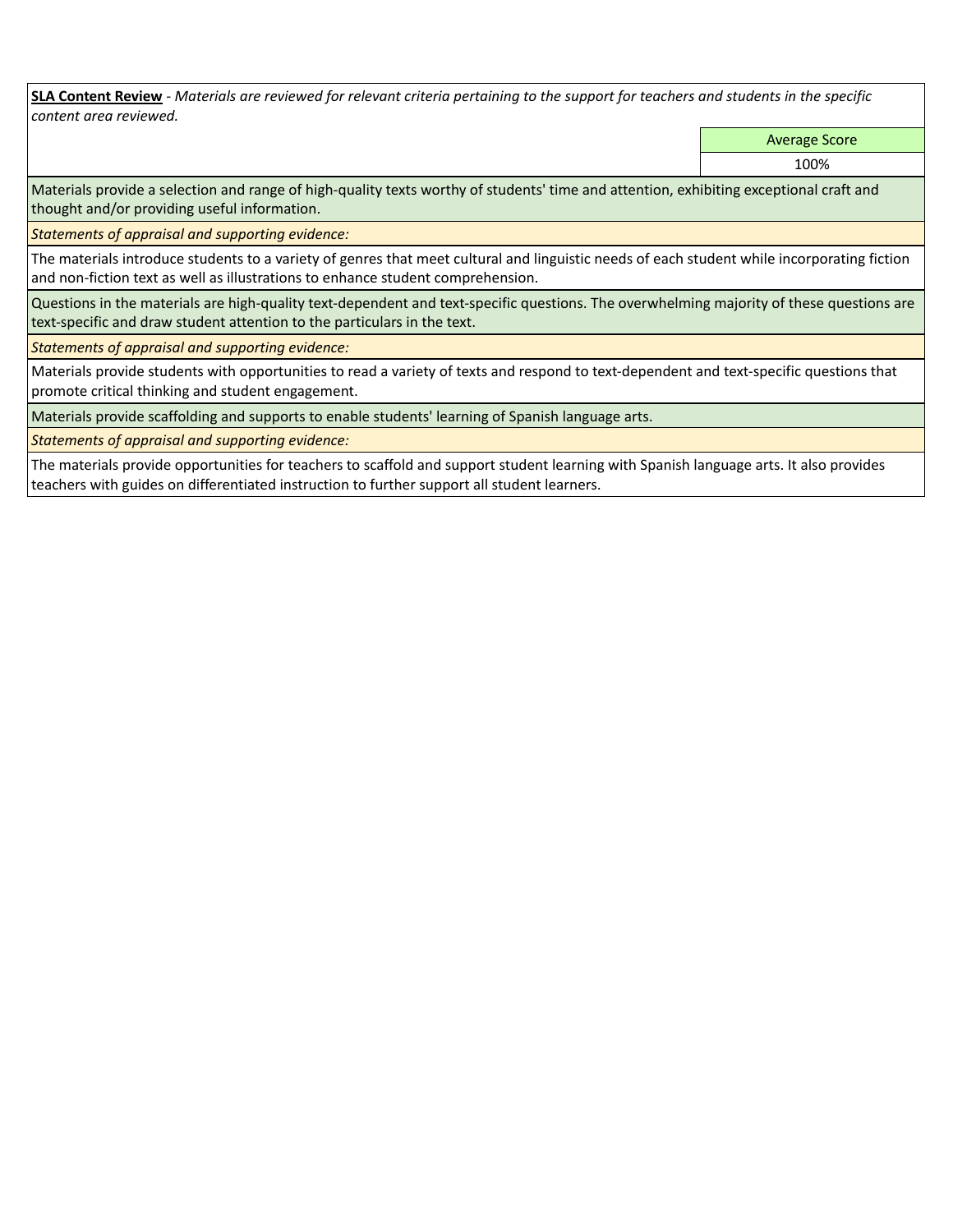**SLA Content Review** - *Materials are reviewed for relevant criteria pertaining to the support for teachers and students in the specific content area reviewed.*

| Average Score |
| --- |
| 100% |

Materials provide a selection and range of high-quality texts worthy of students' time and attention, exhibiting exceptional craft and thought and/or providing useful information.

*Statements of appraisal and supporting evidence:*

The materials introduce students to a variety of genres that meet cultural and linguistic needs of each student while incorporating fiction and non-fiction text as well as illustrations to enhance student comprehension.

Questions in the materials are high-quality text-dependent and text-specific questions. The overwhelming majority of these questions are text-specific and draw student attention to the particulars in the text.

*Statements of appraisal and supporting evidence:*

Materials provide students with opportunities to read a variety of texts and respond to text-dependent and text-specific questions that promote critical thinking and student engagement.

Materials provide scaffolding and supports to enable students' learning of Spanish language arts.

*Statements of appraisal and supporting evidence:*

The materials provide opportunities for teachers to scaffold and support student learning with Spanish language arts. It also provides teachers with guides on differentiated instruction to further support all student learners.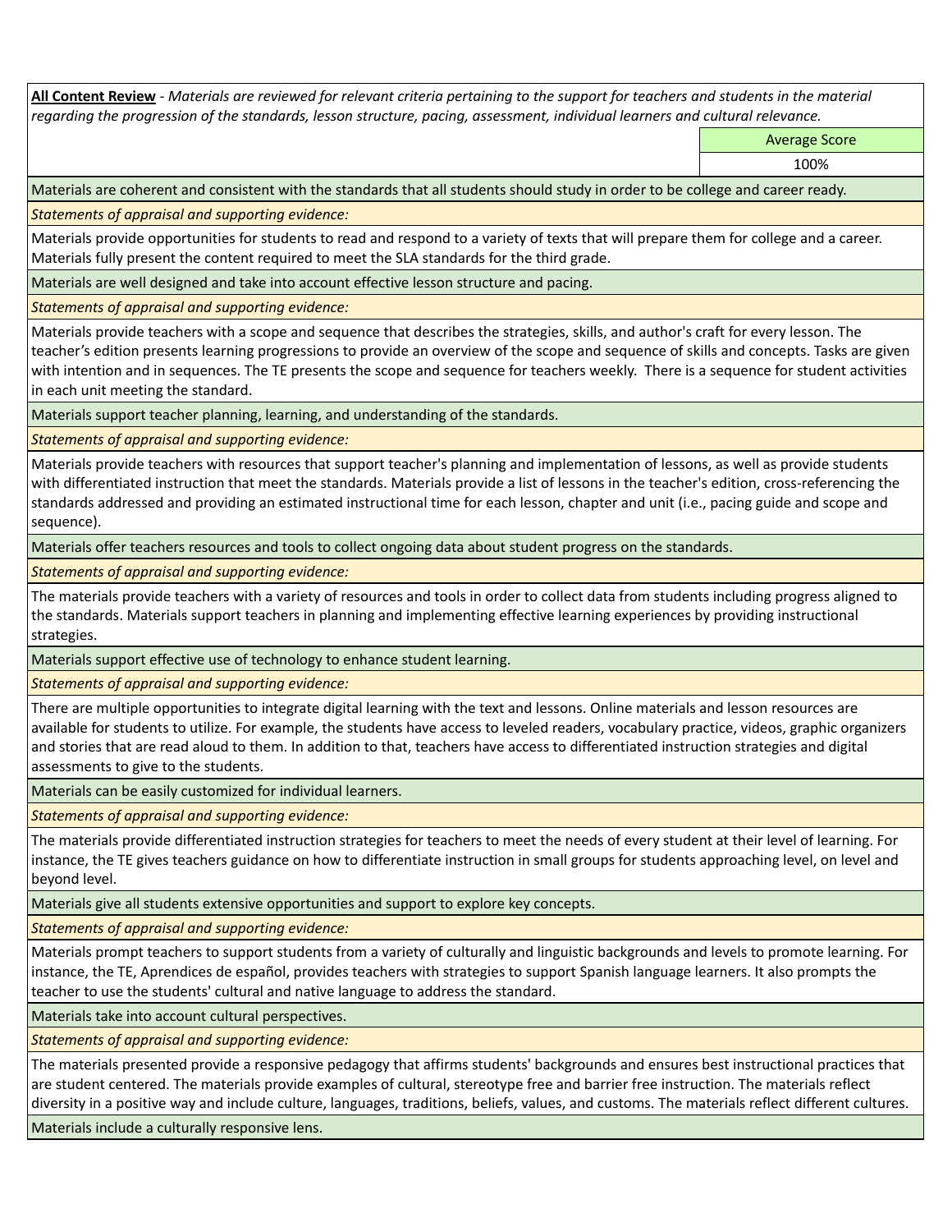**All Content Review** - *Materials are reviewed for relevant criteria pertaining to the support for teachers and students in the material regarding the progression of the standards, lesson structure, pacing, assessment, individual learners and cultural relevance.*

| | Average Score |
|---|---|
| | 100% |

Materials are coherent and consistent with the standards that all students should study in order to be college and career ready.

*Statements of appraisal and supporting evidence:*

Materials provide opportunities for students to read and respond to a variety of texts that will prepare them for college and a career. Materials fully present the content required to meet the SLA standards for the third grade.

Materials are well designed and take into account effective lesson structure and pacing.

*Statements of appraisal and supporting evidence:*

Materials provide teachers with a scope and sequence that describes the strategies, skills, and author's craft for every lesson. The teacher's edition presents learning progressions to provide an overview of the scope and sequence of skills and concepts. Tasks are given with intention and in sequences. The TE presents the scope and sequence for teachers weekly. There is a sequence for student activities in each unit meeting the standard.

Materials support teacher planning, learning, and understanding of the standards.

*Statements of appraisal and supporting evidence:*

Materials provide teachers with resources that support teacher's planning and implementation of lessons, as well as provide students with differentiated instruction that meet the standards. Materials provide a list of lessons in the teacher's edition, cross-referencing the standards addressed and providing an estimated instructional time for each lesson, chapter and unit (i.e., pacing guide and scope and sequence).

Materials offer teachers resources and tools to collect ongoing data about student progress on the standards.

*Statements of appraisal and supporting evidence:*

The materials provide teachers with a variety of resources and tools in order to collect data from students including progress aligned to the standards. Materials support teachers in planning and implementing effective learning experiences by providing instructional strategies.

Materials support effective use of technology to enhance student learning.

*Statements of appraisal and supporting evidence:*

There are multiple opportunities to integrate digital learning with the text and lessons. Online materials and lesson resources are available for students to utilize. For example, the students have access to leveled readers, vocabulary practice, videos, graphic organizers and stories that are read aloud to them. In addition to that, teachers have access to differentiated instruction strategies and digital assessments to give to the students.

Materials can be easily customized for individual learners.

*Statements of appraisal and supporting evidence:*

The materials provide differentiated instruction strategies for teachers to meet the needs of every student at their level of learning. For instance, the TE gives teachers guidance on how to differentiate instruction in small groups for students approaching level, on level and beyond level.

Materials give all students extensive opportunities and support to explore key concepts.

*Statements of appraisal and supporting evidence:*

Materials prompt teachers to support students from a variety of culturally and linguistic backgrounds and levels to promote learning. For instance, the TE, Aprendices de español, provides teachers with strategies to support Spanish language learners. It also prompts the teacher to use the students' cultural and native language to address the standard.

Materials take into account cultural perspectives.

*Statements of appraisal and supporting evidence:*

The materials presented provide a responsive pedagogy that affirms students' backgrounds and ensures best instructional practices that are student centered. The materials provide examples of cultural, stereotype free and barrier free instruction. The materials reflect diversity in a positive way and include culture, languages, traditions, beliefs, values, and customs. The materials reflect different cultures.

Materials include a culturally responsive lens.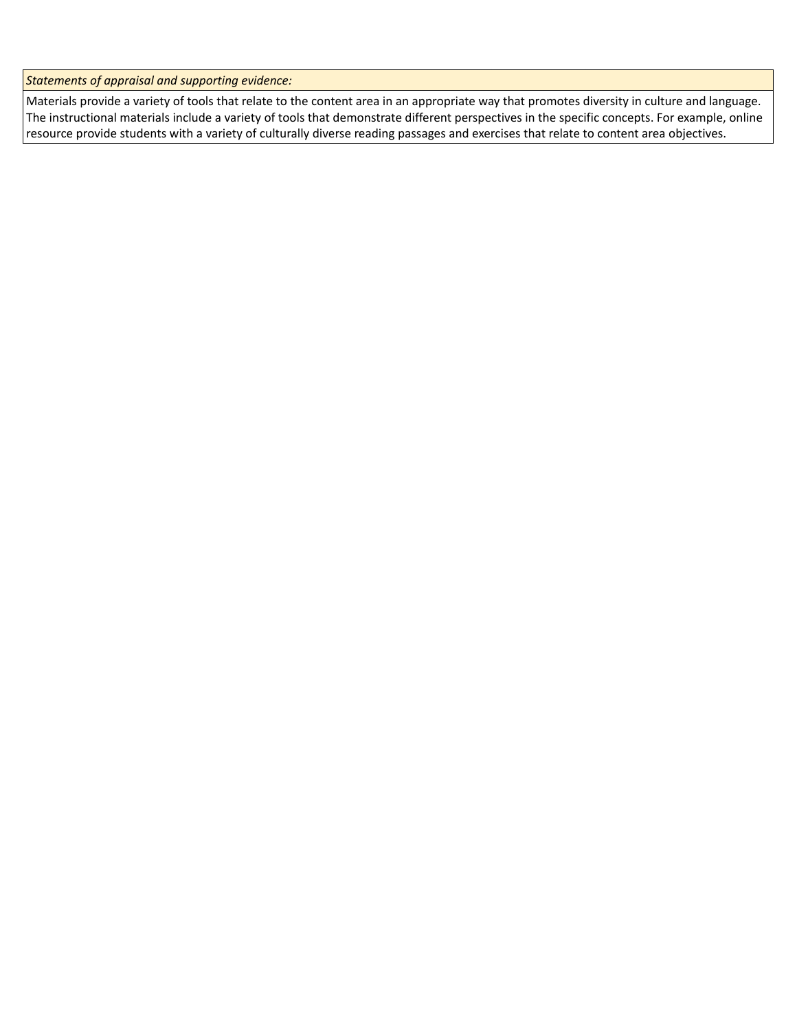| *Statements of appraisal and supporting evidence:* |
| --- |
| Materials provide a variety of tools that relate to the content area in an appropriate way that promotes diversity in culture and language. The instructional materials include a variety of tools that demonstrate different perspectives in the specific concepts. For example, online resource provide students with a variety of culturally diverse reading passages and exercises that relate to content area objectives. |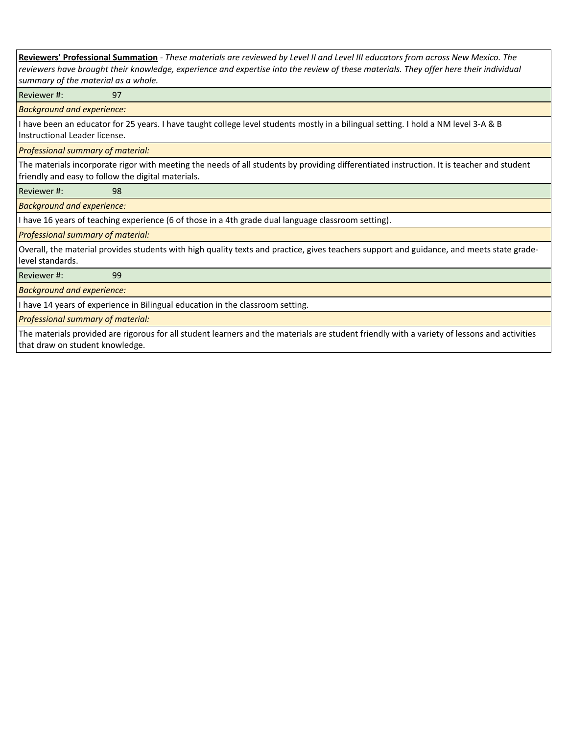**Reviewers' Professional Summation** - *These materials are reviewed by Level II and Level III educators from across New Mexico. The reviewers have brought their knowledge, experience and expertise into the review of these materials. They offer here their individual summary of the material as a whole.*

| | |
|---|---|
| Reviewer #: | 97 |
| *Background and experience:* | |
| I have been an educator for 25 years. I have taught college level students mostly in a bilingual setting. I hold a NM level 3-A & B Instructional Leader license. | |
| *Professional summary of material:* | |
| The materials incorporate rigor with meeting the needs of all students by providing differentiated instruction. It is teacher and student friendly and easy to follow the digital materials. | |
| Reviewer #: | 98 |
| *Background and experience:* | |
| I have 16 years of teaching experience (6 of those in a 4th grade dual language classroom setting). | |
| *Professional summary of material:* | |
| Overall, the material provides students with high quality texts and practice, gives teachers support and guidance, and meets state grade-level standards. | |
| Reviewer #: | 99 |
| *Background and experience:* | |
| I have 14 years of experience in Bilingual education in the classroom setting. | |
| *Professional summary of material:* | |
| The materials provided are rigorous for all student learners and the materials are student friendly with a variety of lessons and activities that draw on student knowledge. | |